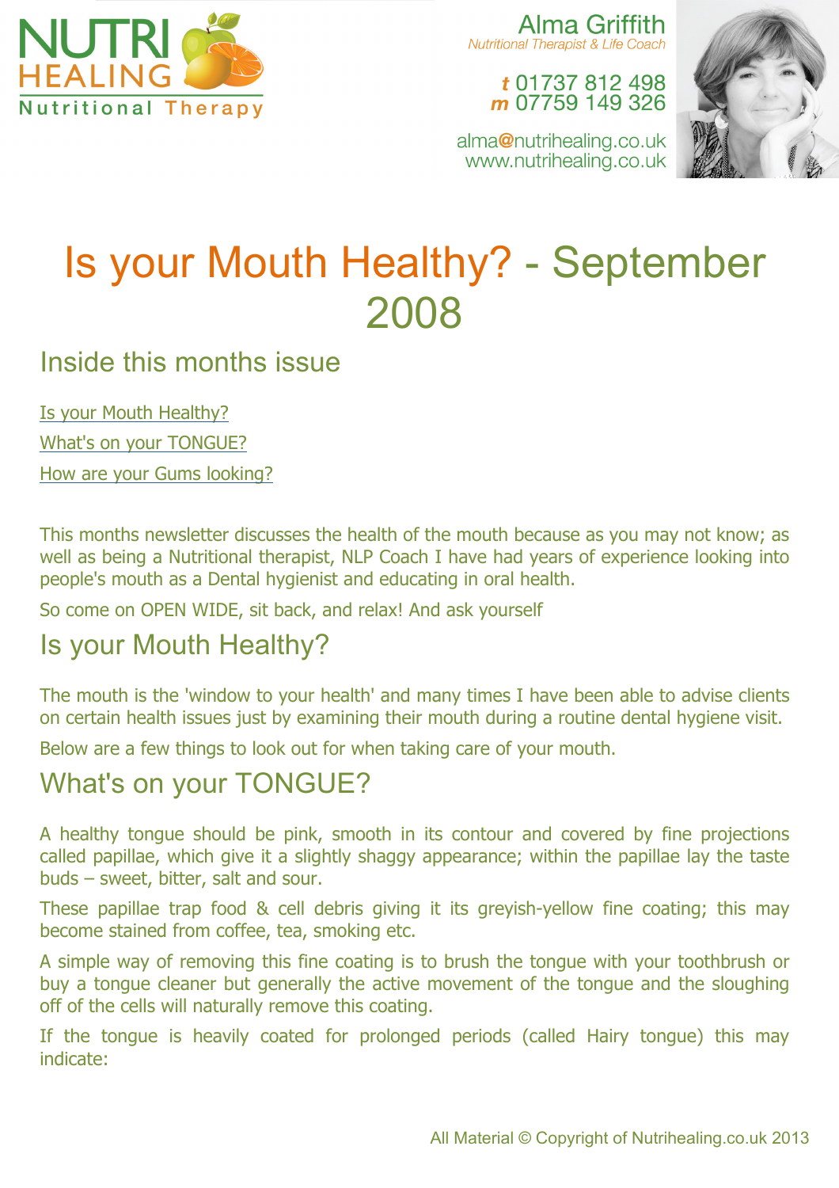NUTRI HEALING
Nutritional Therapy

Alma Griffith
*Nutritional Therapist & Life Coach*

**t** 01737 812 498
**m** 07759 149 326

alma@nutrihealing.co.uk
www.nutrihealing.co.uk

# Is your Mouth Healthy? - September 2008

## Inside this months issue

Is your Mouth Healthy?

What's on your TONGUE?

How are your Gums looking?

This months newsletter discusses the health of the mouth because as you may not know; as well as being a Nutritional therapist, NLP Coach I have had years of experience looking into people's mouth as a Dental hygienist and educating in oral health.

So come on OPEN WIDE, sit back, and relax! And ask yourself

## Is your Mouth Healthy?

The mouth is the 'window to your health' and many times I have been able to advise clients on certain health issues just by examining their mouth during a routine dental hygiene visit.

Below are a few things to look out for when taking care of your mouth.

## What's on your TONGUE?

A healthy tongue should be pink, smooth in its contour and covered by fine projections called papillae, which give it a slightly shaggy appearance; within the papillae lay the taste buds – sweet, bitter, salt and sour.

These papillae trap food & cell debris giving it its greyish-yellow fine coating; this may become stained from coffee, tea, smoking etc.

A simple way of removing this fine coating is to brush the tongue with your toothbrush or buy a tongue cleaner but generally the active movement of the tongue and the sloughing off of the cells will naturally remove this coating.

If the tongue is heavily coated for prolonged periods (called Hairy tongue) this may indicate: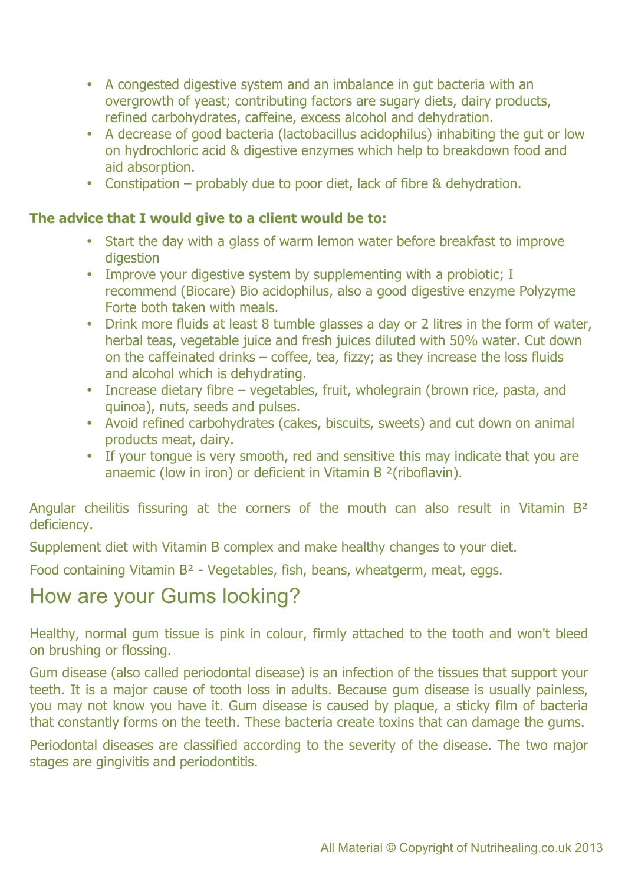- A congested digestive system and an imbalance in gut bacteria with an overgrowth of yeast; contributing factors are sugary diets, dairy products, refined carbohydrates, caffeine, excess alcohol and dehydration.
- A decrease of good bacteria (lactobacillus acidophilus) inhabiting the gut or low on hydrochloric acid & digestive enzymes which help to breakdown food and aid absorption.
- Constipation – probably due to poor diet, lack of fibre & dehydration.

**The advice that I would give to a client would be to:**

- Start the day with a glass of warm lemon water before breakfast to improve digestion
- Improve your digestive system by supplementing with a probiotic; I recommend (Biocare) Bio acidophilus, also a good digestive enzyme Polyzyme Forte both taken with meals.
- Drink more fluids at least 8 tumble glasses a day or 2 litres in the form of water, herbal teas, vegetable juice and fresh juices diluted with 50% water. Cut down on the caffeinated drinks – coffee, tea, fizzy; as they increase the loss fluids and alcohol which is dehydrating.
- Increase dietary fibre – vegetables, fruit, wholegrain (brown rice, pasta, and quinoa), nuts, seeds and pulses.
- Avoid refined carbohydrates (cakes, biscuits, sweets) and cut down on animal products meat, dairy.
- If your tongue is very smooth, red and sensitive this may indicate that you are anaemic (low in iron) or deficient in Vitamin B $^2$(riboflavin).

Angular cheilitis fissuring at the corners of the mouth can also result in Vitamin B$^2$ deficiency.

Supplement diet with Vitamin B complex and make healthy changes to your diet.

Food containing Vitamin B$^2$ - Vegetables, fish, beans, wheatgerm, meat, eggs.

## How are your Gums looking?

Healthy, normal gum tissue is pink in colour, firmly attached to the tooth and won't bleed on brushing or flossing.

Gum disease (also called periodontal disease) is an infection of the tissues that support your teeth. It is a major cause of tooth loss in adults. Because gum disease is usually painless, you may not know you have it. Gum disease is caused by plaque, a sticky film of bacteria that constantly forms on the teeth. These bacteria create toxins that can damage the gums.

Periodontal diseases are classified according to the severity of the disease. The two major stages are gingivitis and periodontitis.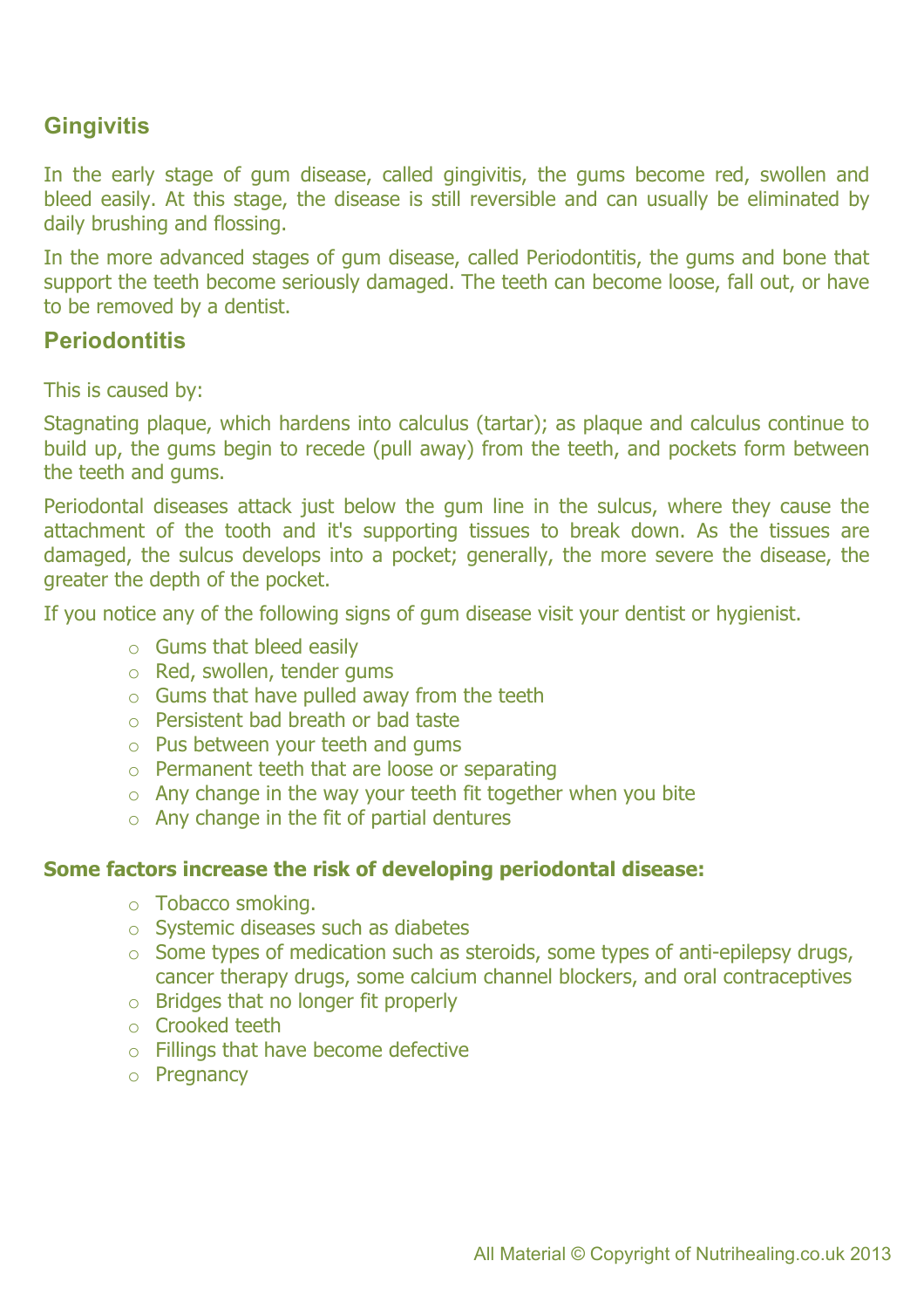## Gingivitis

In the early stage of gum disease, called gingivitis, the gums become red, swollen and bleed easily. At this stage, the disease is still reversible and can usually be eliminated by daily brushing and flossing.

In the more advanced stages of gum disease, called Periodontitis, the gums and bone that support the teeth become seriously damaged. The teeth can become loose, fall out, or have to be removed by a dentist.

## Periodontitis

This is caused by:

Stagnating plaque, which hardens into calculus (tartar); as plaque and calculus continue to build up, the gums begin to recede (pull away) from the teeth, and pockets form between the teeth and gums.

Periodontal diseases attack just below the gum line in the sulcus, where they cause the attachment of the tooth and it's supporting tissues to break down. As the tissues are damaged, the sulcus develops into a pocket; generally, the more severe the disease, the greater the depth of the pocket.

If you notice any of the following signs of gum disease visit your dentist or hygienist.

- Gums that bleed easily
- Red, swollen, tender gums
- Gums that have pulled away from the teeth
- Persistent bad breath or bad taste
- Pus between your teeth and gums
- Permanent teeth that are loose or separating
- Any change in the way your teeth fit together when you bite
- Any change in the fit of partial dentures

**Some factors increase the risk of developing periodontal disease:**

- Tobacco smoking.
- Systemic diseases such as diabetes
- Some types of medication such as steroids, some types of anti-epilepsy drugs, cancer therapy drugs, some calcium channel blockers, and oral contraceptives
- Bridges that no longer fit properly
- Crooked teeth
- Fillings that have become defective
- Pregnancy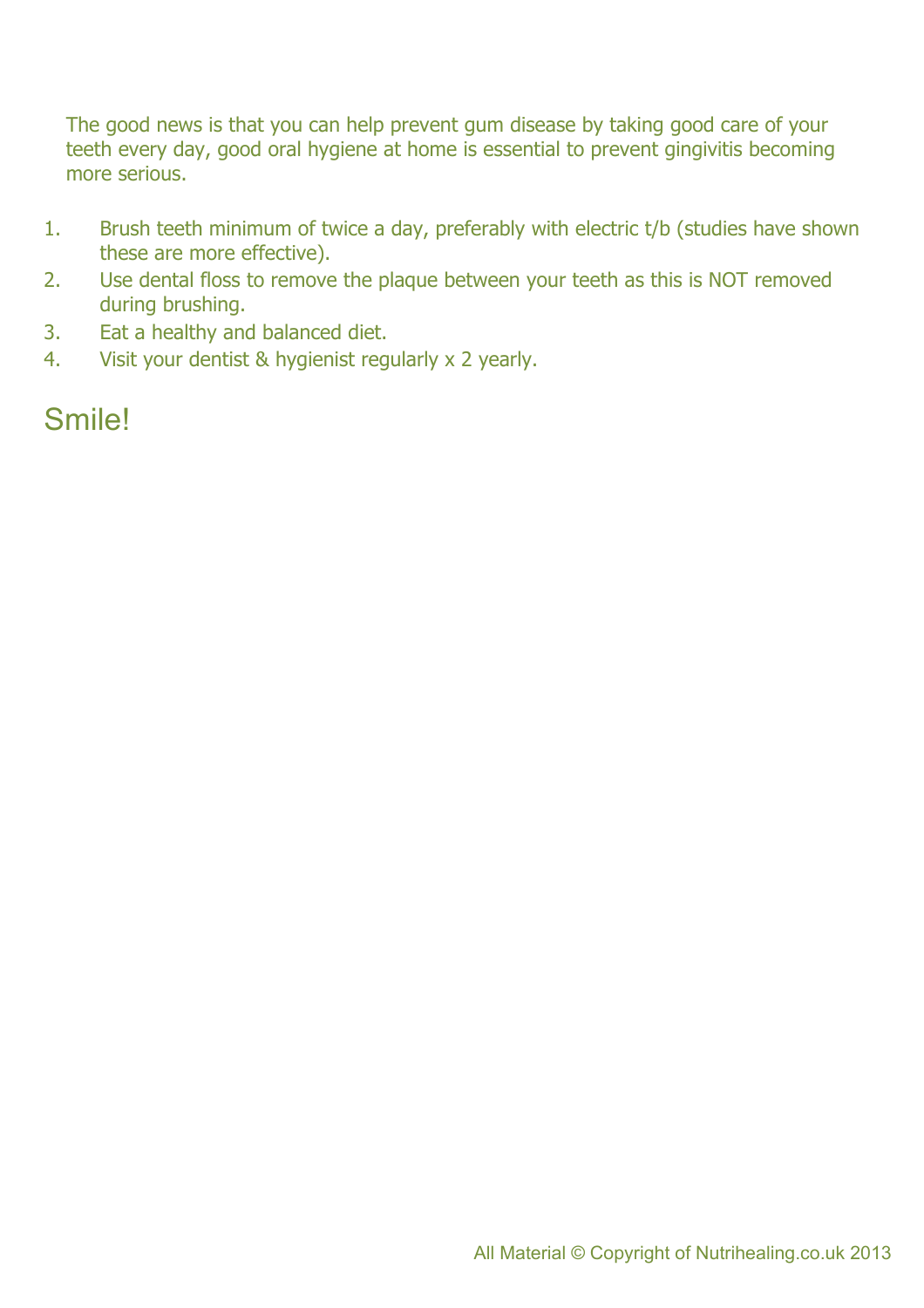The good news is that you can help prevent gum disease by taking good care of your teeth every day, good oral hygiene at home is essential to prevent gingivitis becoming more serious.

1. Brush teeth minimum of twice a day, preferably with electric t/b (studies have shown these are more effective).
2. Use dental floss to remove the plaque between your teeth as this is NOT removed during brushing.
3. Eat a healthy and balanced diet.
4. Visit your dentist & hygienist regularly x 2 yearly.

## Smile!

All Material © Copyright of Nutrihealing.co.uk 2013